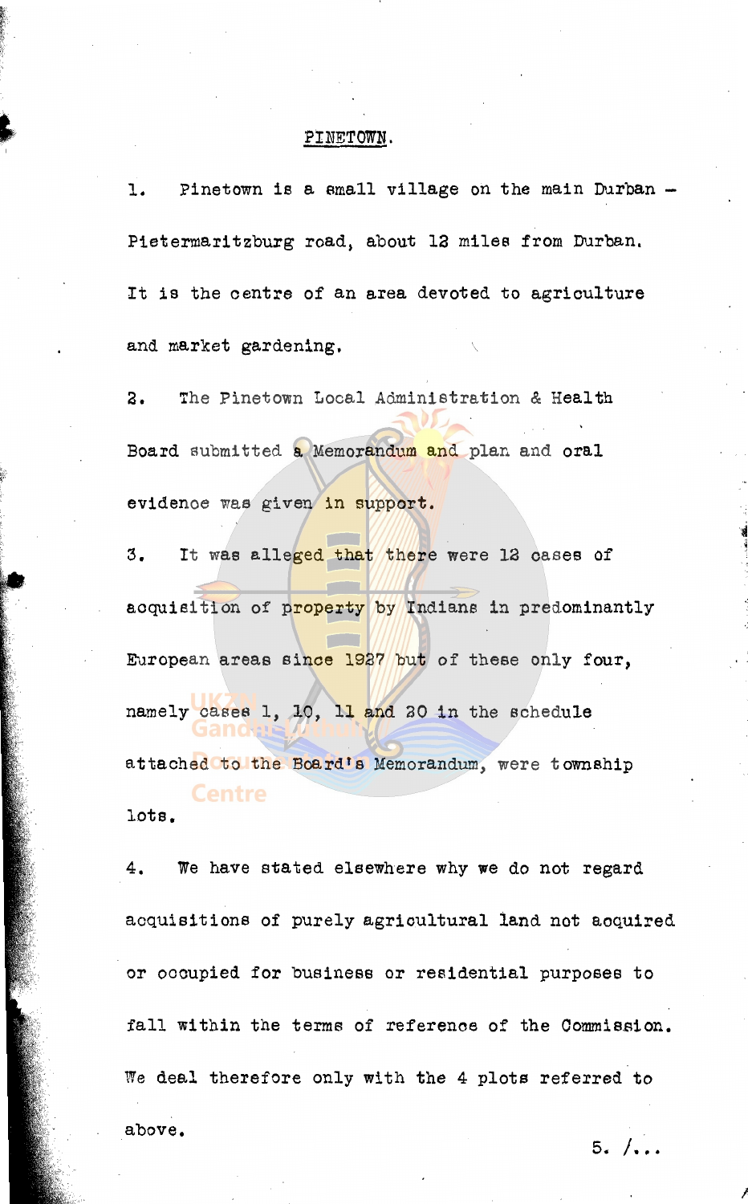## PINETOWN.

1. Pinetown is a small village on the main Durban – Pietermaritzburg road, about 12 miles from Durban. It is the centre of an area devoted to agriculture and market gardening.

2. The Pinetown Local Administration & Health Board submitted a Memorandum and plan and oral evidence was given in support.

3. It was alleged that there were 12 cases of acquisition of property by Indians in predominantly European areas since 1927 but of these only four, namely cases 1, 10, 11 and 20 in the schedule attached to the Board's Memorandum, were township lots.

4. We have stated elsewhere why we do not regard acquisitions of purely agricultural land not acquired or occupied for business or residential purposes to fall within the terms of reference of the Commission. We deal therefore only with the 4 plots referred to above.

5. /...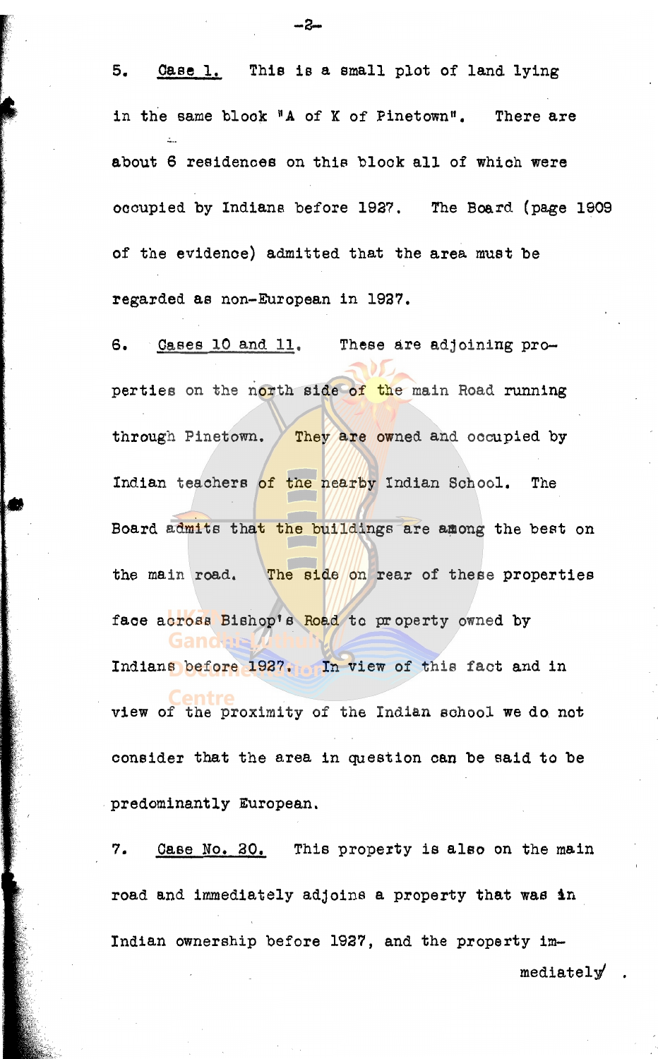5. <u>Case 1.</u> This is a small plot of land lying in the same block "A of K of Pinetown". There are about 6 residences on this block all of which were occupied by Indians before 1927. The Board (page 1909 of the evidence) admitted that the area must be regarded as non-European in 1927.

6. <u>Cases 10 and 11.</u> These are adjoining properties on the north side of the main Road running through Pinetown. They are owned and occupied by Indian teachers of the nearby Indian School. The Board admits that the buildings are among the best on the main road. The side on rear of these properties face across Bishop's Road to property owned by Indians before 1927. In view of this fact and in view of the proximity of the Indian school we do not consider that the area in question can be said to be predominantly European.

7. <u>Case No. 20.</u> This property is also on the main road and immediately adjoins a property that was in Indian ownership before 1927, and the property immediately/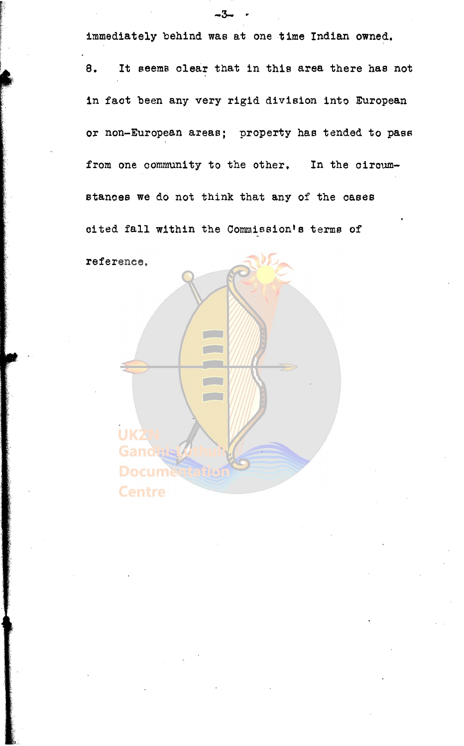immediately behind was at one time Indian owned.

8. It seems clear that in this area there has not in fact been any very rigid division into European or non-European areas; property has tended to pass from one community to the other. In the circumstances we do not think that any of the cases cited fall within the Commission's terms of reference.